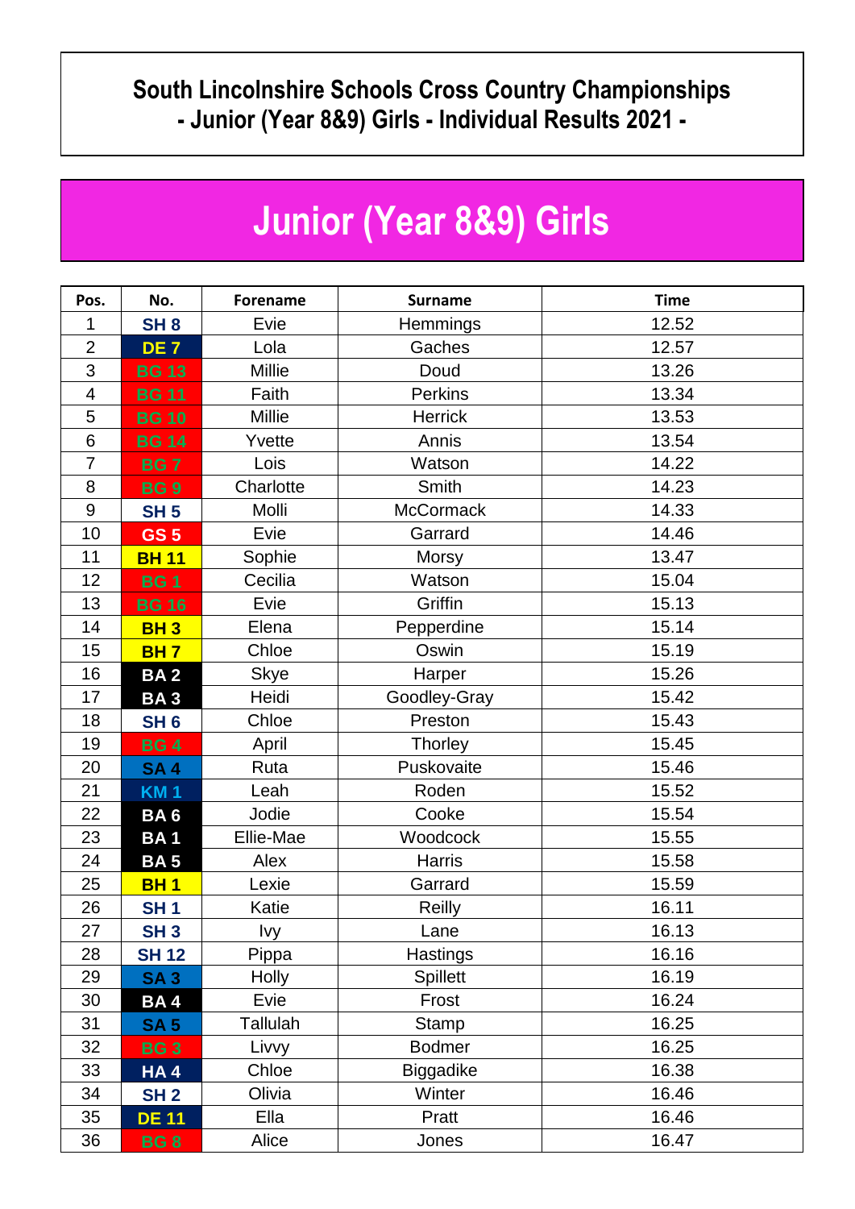# South Lincolnshire Schools Cross Country Championships
# - Junior (Year 8&9) Girls - Individual Results 2021 -

## Junior (Year 8&9) Girls

| Pos. | No. | Forename | Surname | Time |
|---|---|---|---|---|
| 1 | SH 8 | Evie | Hemmings | 12.52 |
| 2 | DE 7 | Lola | Gaches | 12.57 |
| 3 | BG 13 | Millie | Doud | 13.26 |
| 4 | BG 11 | Faith | Perkins | 13.34 |
| 5 | BG 10 | Millie | Herrick | 13.53 |
| 6 | BG 14 | Yvette | Annis | 13.54 |
| 7 | BG 7 | Lois | Watson | 14.22 |
| 8 | BG 9 | Charlotte | Smith | 14.23 |
| 9 | SH 5 | Molli | McCormack | 14.33 |
| 10 | GS 5 | Evie | Garrard | 14.46 |
| 11 | BH 11 | Sophie | Morsy | 13.47 |
| 12 | BG 1 | Cecilia | Watson | 15.04 |
| 13 | BG 16 | Evie | Griffin | 15.13 |
| 14 | BH 3 | Elena | Pepperdine | 15.14 |
| 15 | BH 7 | Chloe | Oswin | 15.19 |
| 16 | BA 2 | Skye | Harper | 15.26 |
| 17 | BA 3 | Heidi | Goodley-Gray | 15.42 |
| 18 | SH 6 | Chloe | Preston | 15.43 |
| 19 | BG 4 | April | Thorley | 15.45 |
| 20 | SA 4 | Ruta | Puskovaite | 15.46 |
| 21 | KM 1 | Leah | Roden | 15.52 |
| 22 | BA 6 | Jodie | Cooke | 15.54 |
| 23 | BA 1 | Ellie-Mae | Woodcock | 15.55 |
| 24 | BA 5 | Alex | Harris | 15.58 |
| 25 | BH 1 | Lexie | Garrard | 15.59 |
| 26 | SH 1 | Katie | Reilly | 16.11 |
| 27 | SH 3 | Ivy | Lane | 16.13 |
| 28 | SH 12 | Pippa | Hastings | 16.16 |
| 29 | SA 3 | Holly | Spillett | 16.19 |
| 30 | BA 4 | Evie | Frost | 16.24 |
| 31 | SA 5 | Tallulah | Stamp | 16.25 |
| 32 | BG 3 | Livvy | Bodmer | 16.25 |
| 33 | HA 4 | Chloe | Biggadike | 16.38 |
| 34 | SH 2 | Olivia | Winter | 16.46 |
| 35 | DE 11 | Ella | Pratt | 16.46 |
| 36 | BG 8 | Alice | Jones | 16.47 |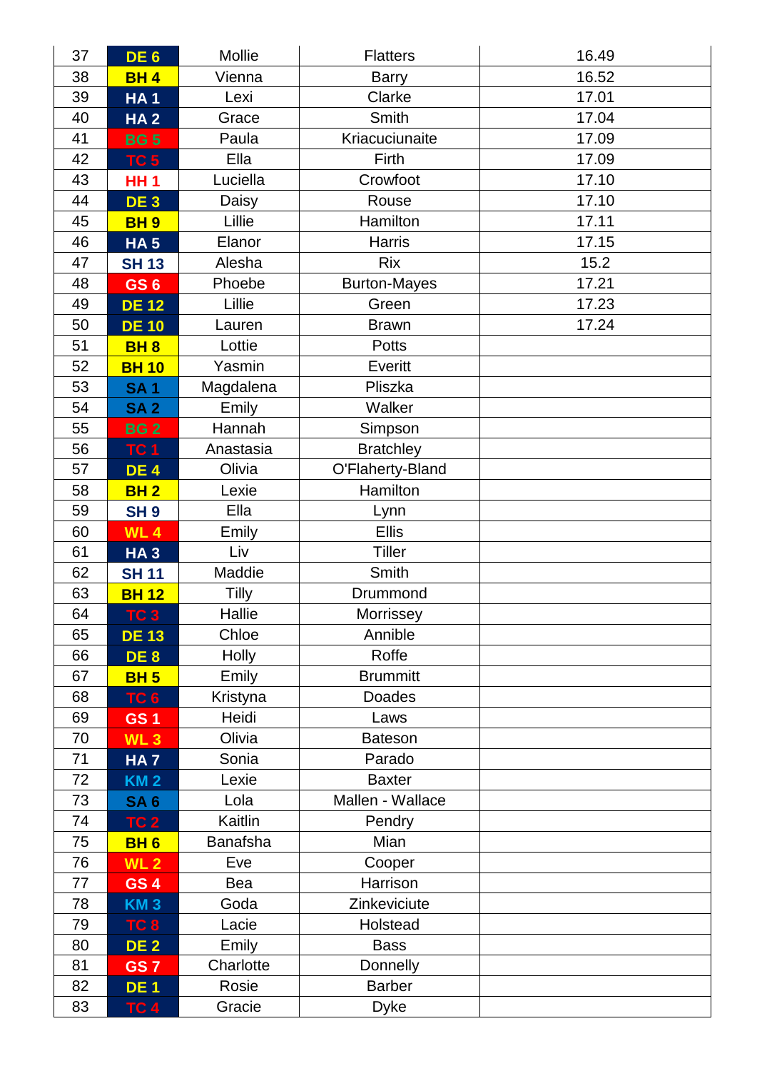| | | | | |
|---|---|---|---|---|
| 37 | DE 6 | Mollie | Flatters | 16.49 |
| 38 | BH 4 | Vienna | Barry | 16.52 |
| 39 | HA 1 | Lexi | Clarke | 17.01 |
| 40 | HA 2 | Grace | Smith | 17.04 |
| 41 | BG 5 | Paula | Kriacuciunaite | 17.09 |
| 42 | TC 5 | Ella | Firth | 17.09 |
| 43 | HH 1 | Luciella | Crowfoot | 17.10 |
| 44 | DE 3 | Daisy | Rouse | 17.10 |
| 45 | BH 9 | Lillie | Hamilton | 17.11 |
| 46 | HA 5 | Elanor | Harris | 17.15 |
| 47 | SH 13 | Alesha | Rix | 15.2 |
| 48 | GS 6 | Phoebe | Burton-Mayes | 17.21 |
| 49 | DE 12 | Lillie | Green | 17.23 |
| 50 | DE 10 | Lauren | Brawn | 17.24 |
| 51 | BH 8 | Lottie | Potts | |
| 52 | BH 10 | Yasmin | Everitt | |
| 53 | SA 1 | Magdalena | Pliszka | |
| 54 | SA 2 | Emily | Walker | |
| 55 | BG 2 | Hannah | Simpson | |
| 56 | TC 1 | Anastasia | Bratchley | |
| 57 | DE 4 | Olivia | O'Flaherty-Bland | |
| 58 | BH 2 | Lexie | Hamilton | |
| 59 | SH 9 | Ella | Lynn | |
| 60 | WL 4 | Emily | Ellis | |
| 61 | HA 3 | Liv | Tiller | |
| 62 | SH 11 | Maddie | Smith | |
| 63 | BH 12 | Tilly | Drummond | |
| 64 | TC 3 | Hallie | Morrissey | |
| 65 | DE 13 | Chloe | Annible | |
| 66 | DE 8 | Holly | Roffe | |
| 67 | BH 5 | Emily | Brummitt | |
| 68 | TC 6 | Kristyna | Doades | |
| 69 | GS 1 | Heidi | Laws | |
| 70 | WL 3 | Olivia | Bateson | |
| 71 | HA 7 | Sonia | Parado | |
| 72 | KM 2 | Lexie | Baxter | |
| 73 | SA 6 | Lola | Mallen - Wallace | |
| 74 | TC 2 | Kaitlin | Pendry | |
| 75 | BH 6 | Banafsha | Mian | |
| 76 | WL 2 | Eve | Cooper | |
| 77 | GS 4 | Bea | Harrison | |
| 78 | KM 3 | Goda | Zinkeviciute | |
| 79 | TC 8 | Lacie | Holstead | |
| 80 | DE 2 | Emily | Bass | |
| 81 | GS 7 | Charlotte | Donnelly | |
| 82 | DE 1 | Rosie | Barber | |
| 83 | TC 4 | Gracie | Dyke | |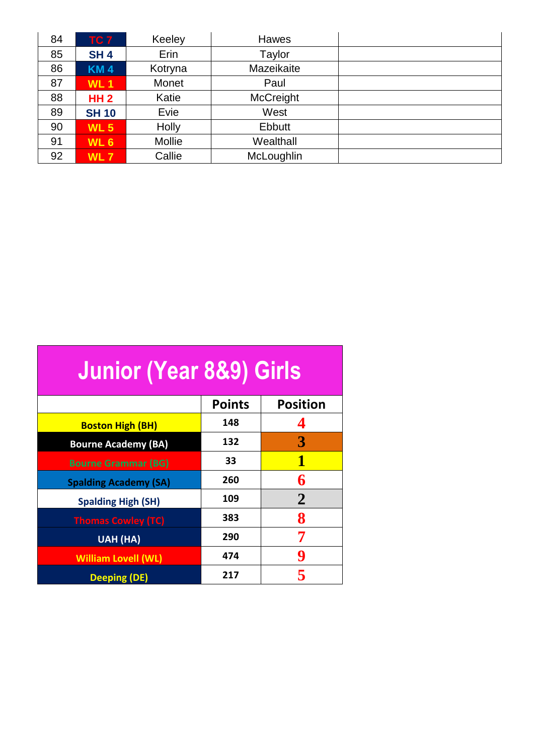| | | | | |
|---|---|---|---|---|
| 84 | TC 7 | Keeley | Hawes | |
| 85 | SH 4 | Erin | Taylor | |
| 86 | KM 4 | Kotryna | Mazeikaite | |
| 87 | WL 1 | Monet | Paul | |
| 88 | HH 2 | Katie | McCreight | |
| 89 | SH 10 | Evie | West | |
| 90 | WL 5 | Holly | Ebbutt | |
| 91 | WL 6 | Mollie | Wealthall | |
| 92 | WL 7 | Callie | McLoughlin | |

## Junior (Year 8&9) Girls

| | Points | Position |
|---|---|---|
| Boston High (BH) | 148 | 4 |
| Bourne Academy (BA) | 132 | 3 |
| Bourne Grammar (BG) | 33 | 1 |
| Spalding Academy (SA) | 260 | 6 |
| Spalding High (SH) | 109 | 2 |
| Thomas Cowley (TC) | 383 | 8 |
| UAH (HA) | 290 | 7 |
| William Lovell (WL) | 474 | 9 |
| Deeping (DE) | 217 | 5 |